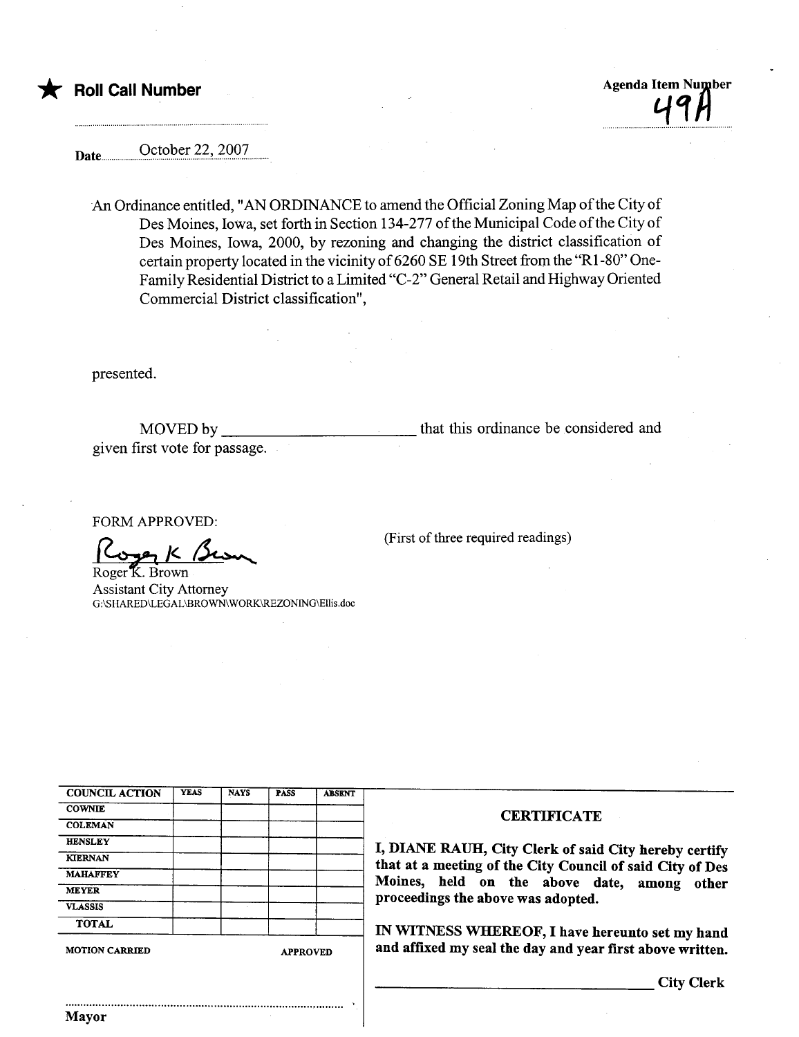★ **Roll Call Number**

**Agenda Item Number** 49A

**Date** October 22, 2007

An Ordinance entitled, "AN ORDINANCE to amend the Official Zoning Map of the City of Des Moines, Iowa, set forth in Section 134-277 of the Municipal Code of the City of Des Moines, Iowa, 2000, by rezoning and changing the district classification of certain property located in the vicinity of 6260 SE 19th Street from the "R1-80" One-Family Residential District to a Limited "C-2" General Retail and Highway Oriented Commercial District classification",

presented.

MOVED by ________________________ that this ordinance be considered and given first vote for passage.

FORM APPROVED:

Roger K. Brown
Roger K. Brown
Assistant City Attorney
G:\SHARED\LEGAL\BROWN\WORK\REZONING\Ellis.doc

(First of three required readings)

| COUNCIL ACTION | YEAS | NAYS | PASS | ABSENT |
|---|---|---|---|---|
| COWNIE | | | | |
| COLEMAN | | | | |
| HENSLEY | | | | |
| KIERNAN | | | | |
| MAHAFFEY | | | | |
| MEYER | | | | |
| VLASSIS | | | | |
| TOTAL | | | | |

MOTION CARRIED                APPROVED

..........................................................................

**Mayor**

**CERTIFICATE**

**I, DIANE RAUH, City Clerk of said City hereby certify that at a meeting of the City Council of said City of Des Moines, held on the above date, among other proceedings the above was adopted.**

**IN WITNESS WHEREOF, I have hereunto set my hand and affixed my seal the day and year first above written.**

________________________________ **City Clerk**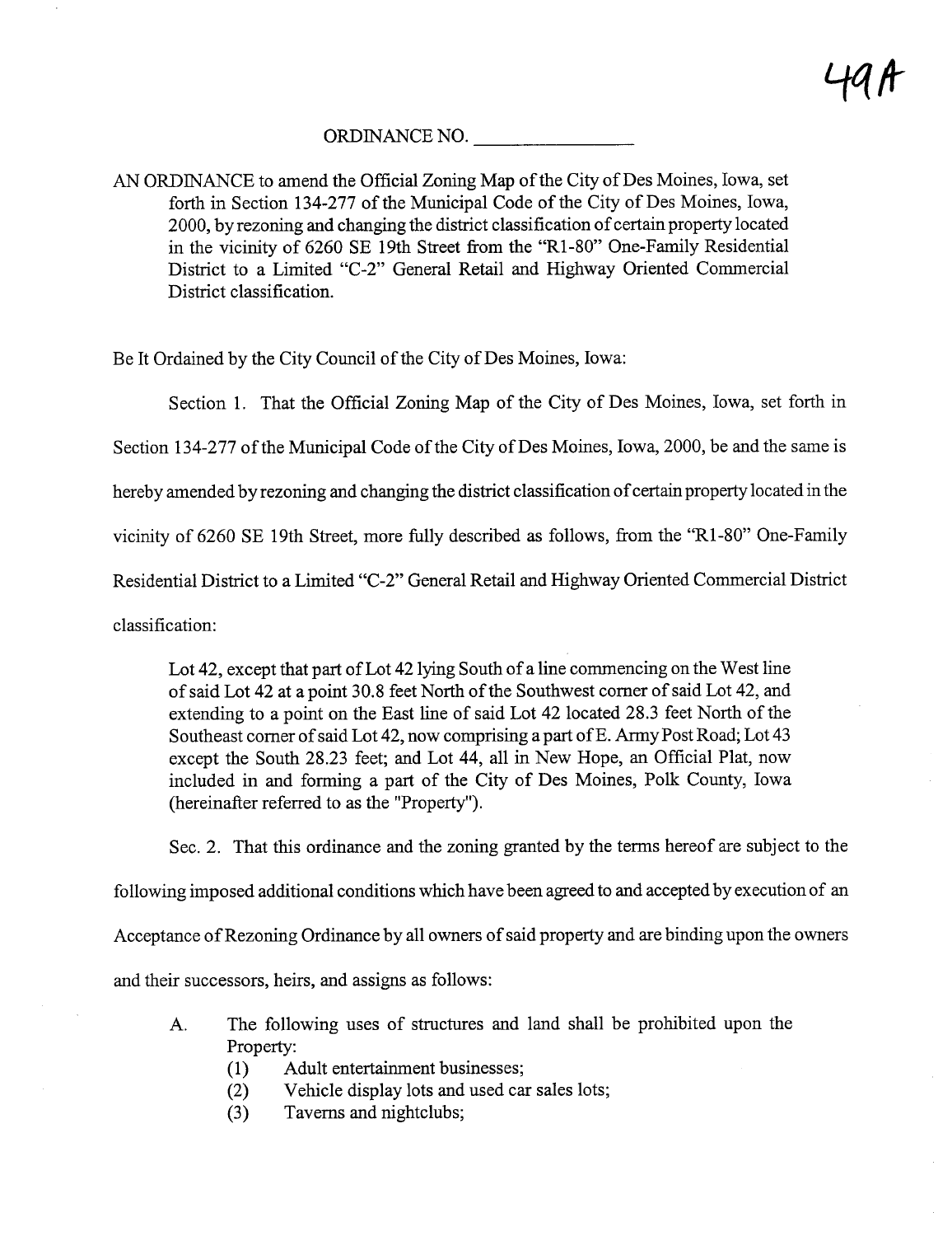49A

ORDINANCE NO. ______________

AN ORDINANCE to amend the Official Zoning Map of the City of Des Moines, Iowa, set forth in Section 134-277 of the Municipal Code of the City of Des Moines, Iowa, 2000, by rezoning and changing the district classification of certain property located in the vicinity of 6260 SE 19th Street from the "R1-80" One-Family Residential District to a Limited "C-2" General Retail and Highway Oriented Commercial District classification.

Be It Ordained by the City Council of the City of Des Moines, Iowa:

Section 1. That the Official Zoning Map of the City of Des Moines, Iowa, set forth in Section 134-277 of the Municipal Code of the City of Des Moines, Iowa, 2000, be and the same is hereby amended by rezoning and changing the district classification of certain property located in the vicinity of 6260 SE 19th Street, more fully described as follows, from the "R1-80" One-Family Residential District to a Limited "C-2" General Retail and Highway Oriented Commercial District classification:

> Lot 42, except that part of Lot 42 lying South of a line commencing on the West line of said Lot 42 at a point 30.8 feet North of the Southwest corner of said Lot 42, and extending to a point on the East line of said Lot 42 located 28.3 feet North of the Southeast corner of said Lot 42, now comprising a part of E. Army Post Road; Lot 43 except the South 28.23 feet; and Lot 44, all in New Hope, an Official Plat, now included in and forming a part of the City of Des Moines, Polk County, Iowa (hereinafter referred to as the "Property").

Sec. 2. That this ordinance and the zoning granted by the terms hereof are subject to the following imposed additional conditions which have been agreed to and accepted by execution of an Acceptance of Rezoning Ordinance by all owners of said property and are binding upon the owners and their successors, heirs, and assigns as follows:

A. The following uses of structures and land shall be prohibited upon the Property:
   (1) Adult entertainment businesses;
   (2) Vehicle display lots and used car sales lots;
   (3) Taverns and nightclubs;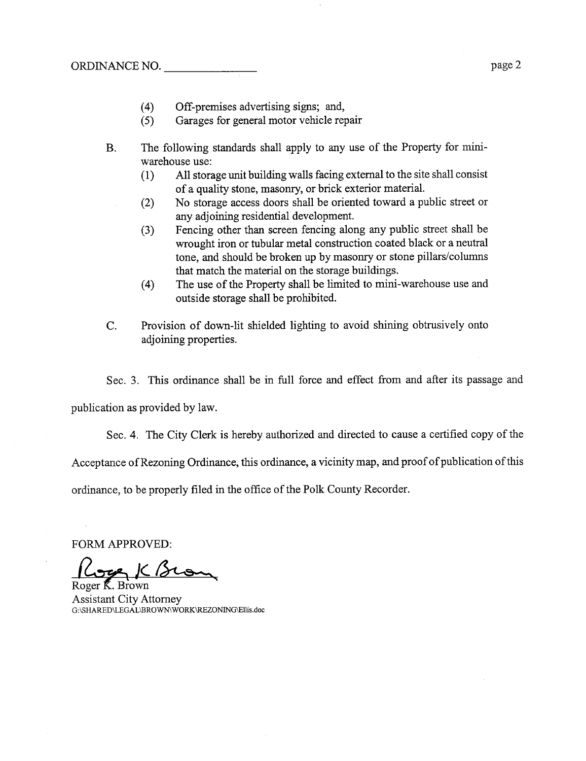ORDINANCE NO. _______________

(4) Off-premises advertising signs; and,
(5) Garages for general motor vehicle repair

B. The following standards shall apply to any use of the Property for mini-warehouse use:
   (1) All storage unit building walls facing external to the site shall consist of a quality stone, masonry, or brick exterior material.
   (2) No storage access doors shall be oriented toward a public street or any adjoining residential development.
   (3) Fencing other than screen fencing along any public street shall be wrought iron or tubular metal construction coated black or a neutral tone, and should be broken up by masonry or stone pillars/columns that match the material on the storage buildings.
   (4) The use of the Property shall be limited to mini-warehouse use and outside storage shall be prohibited.

C. Provision of down-lit shielded lighting to avoid shining obtrusively onto adjoining properties.

Sec. 3. This ordinance shall be in full force and effect from and after its passage and publication as provided by law.

Sec. 4. The City Clerk is hereby authorized and directed to cause a certified copy of the Acceptance of Rezoning Ordinance, this ordinance, a vicinity map, and proof of publication of this ordinance, to be properly filed in the office of the Polk County Recorder.

FORM APPROVED:

Roger K. Brown
Assistant City Attorney
G:\SHARED\LEGAL\BROWN\WORK\REZONING\Ellis.doc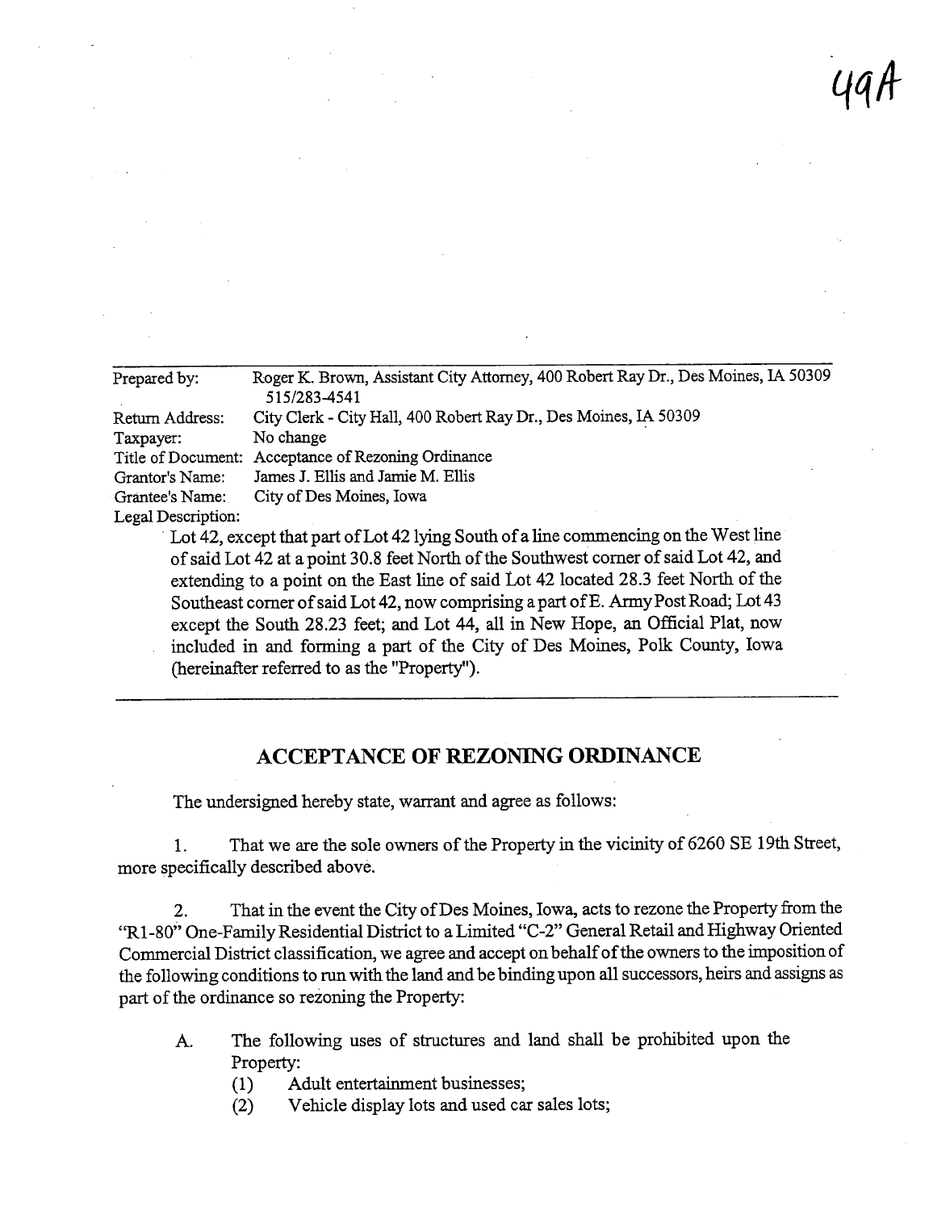49A

Prepared by: Roger K. Brown, Assistant City Attorney, 400 Robert Ray Dr., Des Moines, IA 50309 515/283-4541
Return Address: City Clerk - City Hall, 400 Robert Ray Dr., Des Moines, IA 50309
Taxpayer: No change
Title of Document: Acceptance of Rezoning Ordinance
Grantor's Name: James J. Ellis and Jamie M. Ellis
Grantee's Name: City of Des Moines, Iowa
Legal Description:

Lot 42, except that part of Lot 42 lying South of a line commencing on the West line of said Lot 42 at a point 30.8 feet North of the Southwest corner of said Lot 42, and extending to a point on the East line of said Lot 42 located 28.3 feet North of the Southeast corner of said Lot 42, now comprising a part of E. Army Post Road; Lot 43 except the South 28.23 feet; and Lot 44, all in New Hope, an Official Plat, now included in and forming a part of the City of Des Moines, Polk County, Iowa (hereinafter referred to as the "Property").

---

## ACCEPTANCE OF REZONING ORDINANCE

The undersigned hereby state, warrant and agree as follows:

1. That we are the sole owners of the Property in the vicinity of 6260 SE 19th Street, more specifically described above.

2. That in the event the City of Des Moines, Iowa, acts to rezone the Property from the "R1-80" One-Family Residential District to a Limited "C-2" General Retail and Highway Oriented Commercial District classification, we agree and accept on behalf of the owners to the imposition of the following conditions to run with the land and be binding upon all successors, heirs and assigns as part of the ordinance so rezoning the Property:

   A. The following uses of structures and land shall be prohibited upon the Property:
      (1) Adult entertainment businesses;
      (2) Vehicle display lots and used car sales lots;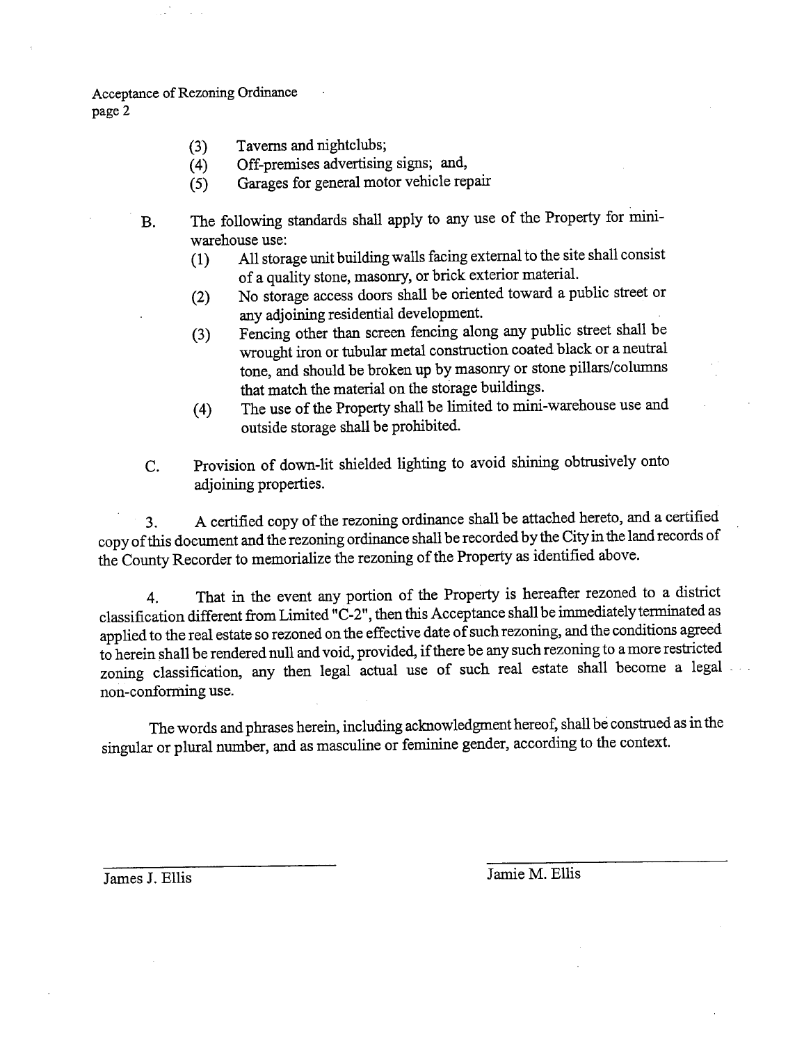(3) Taverns and nightclubs;
(4) Off-premises advertising signs; and,
(5) Garages for general motor vehicle repair

B. The following standards shall apply to any use of the Property for mini-warehouse use:
   (1) All storage unit building walls facing external to the site shall consist of a quality stone, masonry, or brick exterior material.
   (2) No storage access doors shall be oriented toward a public street or any adjoining residential development.
   (3) Fencing other than screen fencing along any public street shall be wrought iron or tubular metal construction coated black or a neutral tone, and should be broken up by masonry or stone pillars/columns that match the material on the storage buildings.
   (4) The use of the Property shall be limited to mini-warehouse use and outside storage shall be prohibited.

C. Provision of down-lit shielded lighting to avoid shining obtrusively onto adjoining properties.

3. A certified copy of the rezoning ordinance shall be attached hereto, and a certified copy of this document and the rezoning ordinance shall be recorded by the City in the land records of the County Recorder to memorialize the rezoning of the Property as identified above.

4. That in the event any portion of the Property is hereafter rezoned to a district classification different from Limited "C-2", then this Acceptance shall be immediately terminated as applied to the real estate so rezoned on the effective date of such rezoning, and the conditions agreed to herein shall be rendered null and void, provided, if there be any such rezoning to a more restricted zoning classification, any then legal actual use of such real estate shall become a legal non-conforming use.

The words and phrases herein, including acknowledgment hereof, shall be construed as in the singular or plural number, and as masculine or feminine gender, according to the context.

\_\_\_\_\_\_\_\_\_\_\_\_\_\_\_\_\_\_\_\_\_\_\_\_
James J. Ellis

\_\_\_\_\_\_\_\_\_\_\_\_\_\_\_\_\_\_\_\_\_\_\_\_
Jamie M. Ellis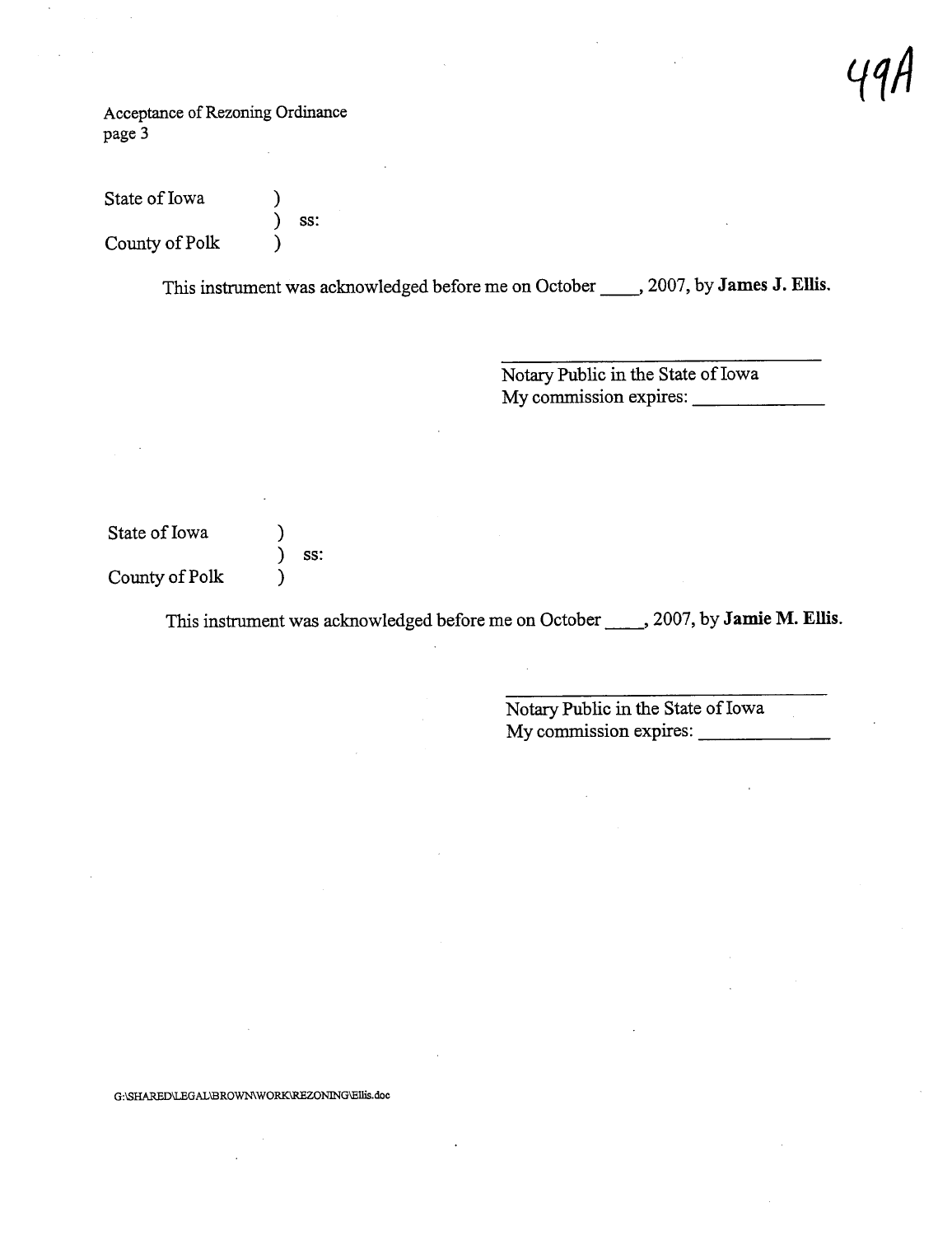49A

Acceptance of Rezoning Ordinance
page 3

State of Iowa )
) ss:
County of Polk )

This instrument was acknowledged before me on October ____, 2007, by **James J. Ellis.**

\_\_\_\_\_\_\_\_\_\_\_\_\_\_\_\_\_\_\_\_\_\_\_\_\_\_\_\_\_\_\_\_\_\_
Notary Public in the State of Iowa
My commission expires: \_\_\_\_\_\_\_\_\_\_\_\_\_\_

State of Iowa )
) ss:
County of Polk )

This instrument was acknowledged before me on October ____, 2007, by **Jamie M. Ellis.**

\_\_\_\_\_\_\_\_\_\_\_\_\_\_\_\_\_\_\_\_\_\_\_\_\_\_\_\_\_\_\_\_\_\_
Notary Public in the State of Iowa
My commission expires: \_\_\_\_\_\_\_\_\_\_\_\_\_\_

G:\SHARED\LEGAL\BROWN\WORK\REZONING\Ellis.doc